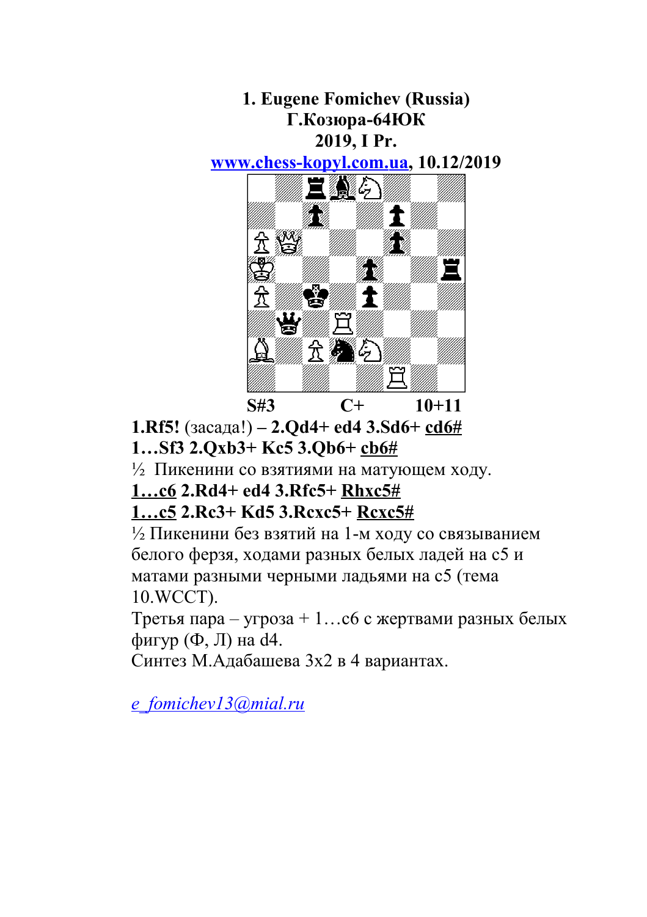**1. Eugene Fomichev (Russia)**
**Г.Козюра-64ЮК**
**2019, I Pr.**
**[www.chess-kopyl.com.ua](http://www.chess-kopyl.com.ua), 10.12/2019**

S#3 C+ 10+11

**1.Rf5!** (засада!) **– 2.Qd4+ ed4 3.Sd6+ <u>cd6#</u>**

**1…Sf3 2.Qxb3+ Kc5 3.Qb6+ <u>cb6#</u>**

½ Пикенини со взятиями на матующем ходу.

**<u>1…c6</u> 2.Rd4+ ed4 3.Rfc5+ <u>Rhxc5#</u>**

**<u>1…c5</u> 2.Rc3+ Kd5 3.Rcxc5+ <u>Rcxc5#</u>**

½ Пикенини без взятий на 1-м ходу со связыванием белого ферзя, ходами разных белых ладей на с5 и матами разными черными ладьями на с5 (тема 10.WCCT).

Третья пара – угроза + 1…с6 с жертвами разных белых фигур (Ф, Л) на d4.

Синтез М.Адабашева 3х2 в 4 вариантах.

*e_fomichev13@mial.ru*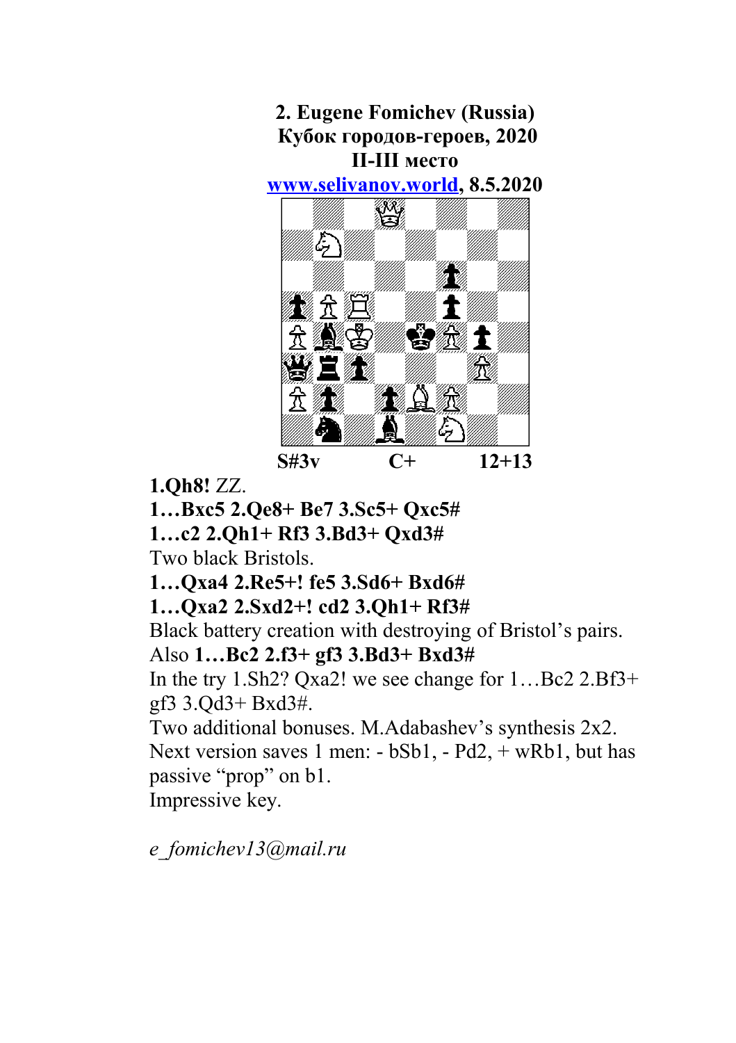**2. Eugene Fomichev (Russia)**
**Кубок городов-героев, 2020**
**II-III место**
**www.selivanov.world, 8.5.2020**

S#3v C+ 12+13

**1.Qh8!** ZZ.
**1…Bxc5 2.Qe8+ Be7 3.Sc5+ Qxc5#**
**1…c2 2.Qh1+ Rf3 3.Bd3+ Qxd3#**
Two black Bristols.
**1…Qxa4 2.Re5+! fe5 3.Sd6+ Bxd6#**
**1…Qxa2 2.Sxd2+! cd2 3.Qh1+ Rf3#**
Black battery creation with destroying of Bristol's pairs.
Also **1…Bc2 2.f3+ gf3 3.Bd3+ Bxd3#**
In the try 1.Sh2? Qxa2! we see change for 1…Bc2 2.Bf3+ gf3 3.Qd3+ Bxd3#.
Two additional bonuses. M.Adabashev's synthesis 2x2.
Next version saves 1 men: - bSb1, - Pd2, + wRb1, but has passive "prop" on b1.
Impressive key.

*e_fomichev13@mail.ru*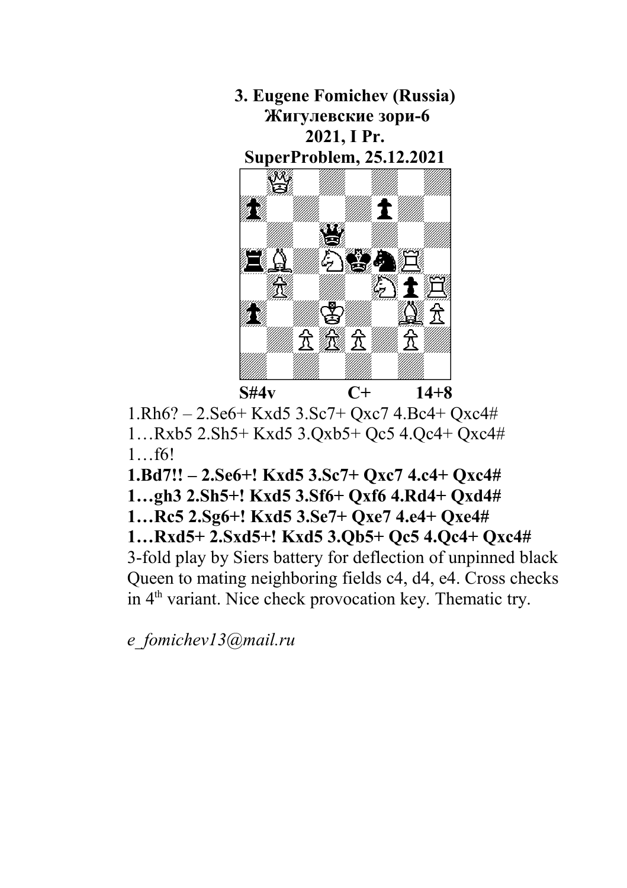**3. Eugene Fomichev (Russia)**
**Жигулевские зори-6**
**2021, I Pr.**
**SuperProblem, 25.12.2021**

**S#4v** **C+** **14+8**

1.Rh6? – 2.Se6+ Kxd5 3.Sc7+ Qxc7 4.Bc4+ Qxc4#
1…Rxb5 2.Sh5+ Kxd5 3.Qxb5+ Qc5 4.Qc4+ Qxc4#
1…f6!

**1.Bd7!! – 2.Se6+! Kxd5 3.Sc7+ Qxc7 4.c4+ Qxc4#**
**1…gh3 2.Sh5+! Kxd5 3.Sf6+ Qxf6 4.Rd4+ Qxd4#**
**1…Rc5 2.Sg6+! Kxd5 3.Se7+ Qxe7 4.e4+ Qxe4#**
**1…Rxd5+ 2.Sxd5+! Kxd5 3.Qb5+ Qc5 4.Qc4+ Qxc4#**

3-fold play by Siers battery for deflection of unpinned black Queen to mating neighboring fields c4, d4, e4. Cross checks in 4th variant. Nice check provocation key. Thematic try.

*e_fomichev13@mail.ru*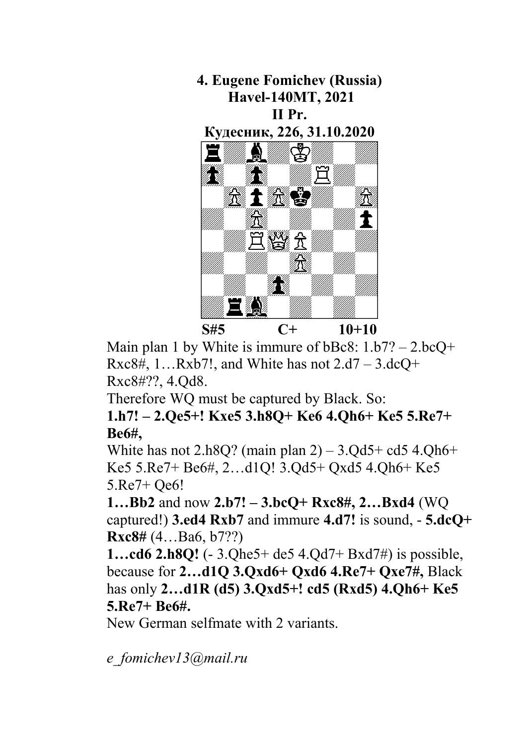**4. Eugene Fomichev (Russia)**
**Havel-140MT, 2021**
**II Pr.**
**Кудесник, 226, 31.10.2020**

S#5 C+ 10+10

Main plan 1 by White is immure of bBc8: 1.b7? – 2.bcQ+ Rxc8#, 1…Rxb7!, and White has not 2.d7 – 3.dcQ+ Rxc8#??, 4.Qd8.

Therefore WQ must be captured by Black. So:

**1.h7! – 2.Qe5+! Kxe5 3.h8Q+ Ke6 4.Qh6+ Ke5 5.Re7+ Be6#,**

White has not 2.h8Q? (main plan 2) – 3.Qd5+ cd5 4.Qh6+ Ke5 5.Re7+ Be6#, 2…d1Q! 3.Qd5+ Qxd5 4.Qh6+ Ke5 5.Re7+ Qe6!

**1…Bb2** and now **2.b7! – 3.bcQ+ Rxc8#, 2…Bxd4** (WQ captured!) **3.ed4 Rxb7** and immure **4.d7!** is sound, - **5.dcQ+ Rxc8#** (4…Ba6, b7??)

**1…cd6 2.h8Q!** (- 3.Qhe5+ de5 4.Qd7+ Bxd7#) is possible, because for **2…d1Q 3.Qxd6+ Qxd6 4.Re7+ Qxe7#,** Black has only **2…d1R (d5) 3.Qxd5+! cd5 (Rxd5) 4.Qh6+ Ke5 5.Re7+ Be6#.**

New German selfmate with 2 variants.

*e_fomichev13@mail.ru*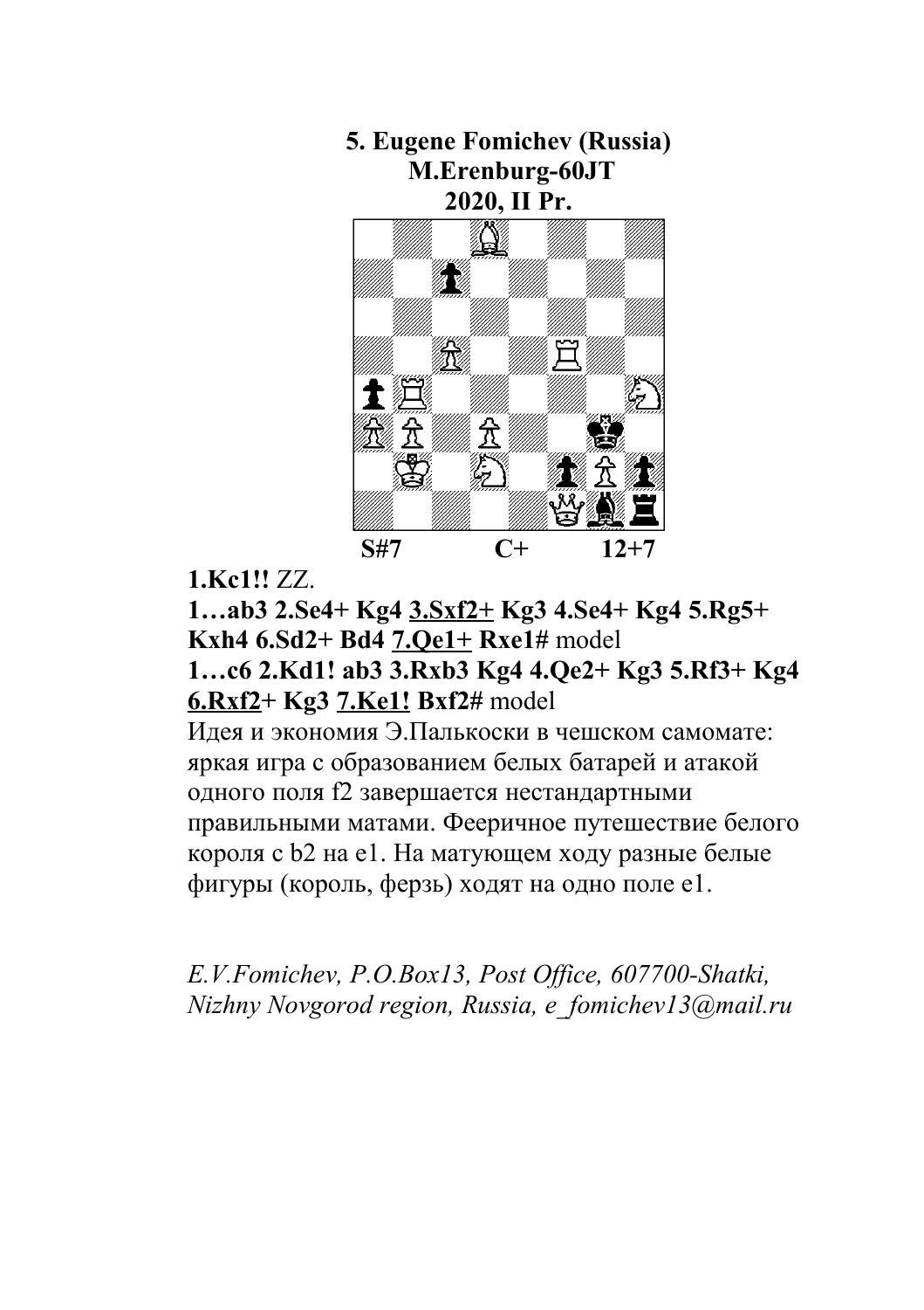**5. Eugene Fomichev (Russia)**
**M.Erenburg-60JT**
**2020, II Pr.**

S#7 C+ 12+7

**1.Kc1!!** ZZ.

**1…ab3 2.Se4+ Kg4 3.Sxf2+ Kg3 4.Se4+ Kg4 5.Rg5+ Kxh4 6.Sd2+ Bd4 7.Qe1+ Rxe1#** model

**1…c6 2.Kd1! ab3 3.Rxb3 Kg4 4.Qe2+ Kg3 5.Rf3+ Kg4 6.Rxf2+ Kg3 7.Ke1! Bxf2#** model

Идея и экономия Э.Палькоски в чешском самомате: яркая игра с образованием белых батарей и атакой одного поля f2 завершается нестандартными правильными матами. Фееричное путешествие белого короля с b2 на e1. На матующем ходу разные белые фигуры (король, ферзь) ходят на одно поле e1.

*E.V.Fomichev, P.O.Box13, Post Office, 607700-Shatki, Nizhny Novgorod region, Russia, e_fomichev13@mail.ru*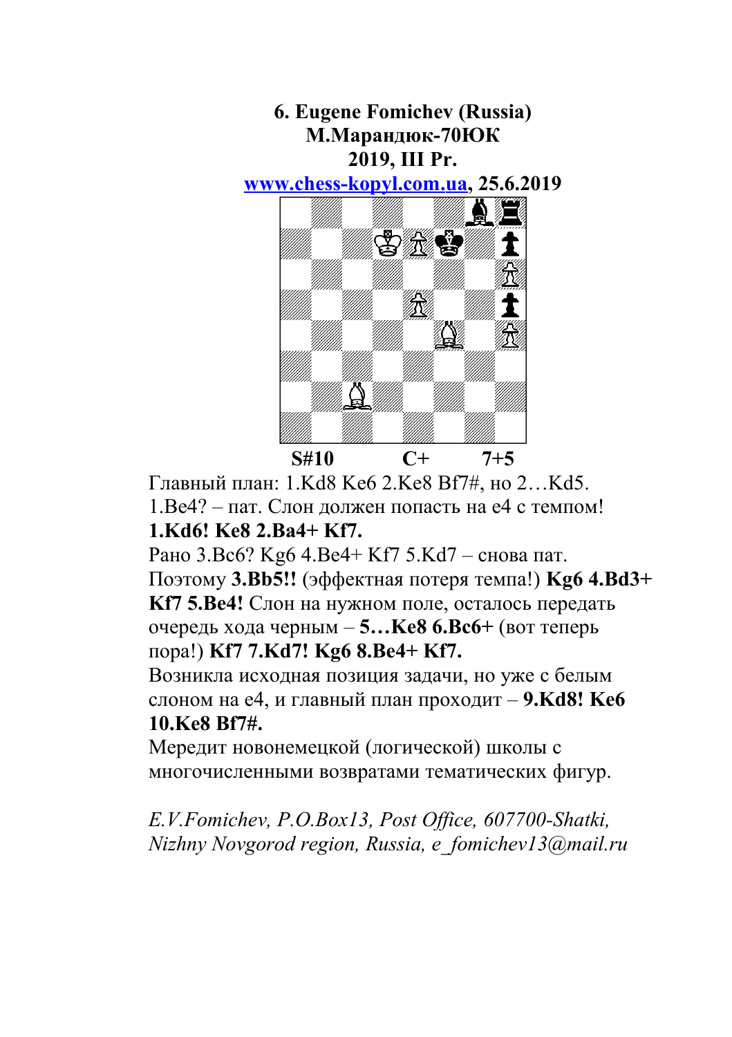**6. Eugene Fomichev (Russia)**
**М.Марандюк-70ЮК**
**2019, III Pr.**
**www.chess-kopyl.com.ua, 25.6.2019**

S#10 C+ 7+5

Главный план: 1.Kd8 Ke6 2.Ke8 Bf7#, но 2…Kd5.
1.Be4? – пат. Слон должен попасть на е4 с темпом!
**1.Kd6! Ke8 2.Ba4+ Kf7.**
Рано 3.Bc6? Kg6 4.Be4+ Kf7 5.Kd7 – снова пат.
Поэтому **3.Bb5!!** (эффектная потеря темпа!) **Kg6 4.Bd3+ Kf7 5.Be4!** Слон на нужном поле, осталось передать очередь хода черным – **5…Ke8 6.Bc6+** (вот теперь пора!) **Kf7 7.Kd7! Kg6 8.Be4+ Kf7.**
Возникла исходная позиция задачи, но уже с белым слоном на е4, и главный план проходит – **9.Kd8! Ke6 10.Ke8 Bf7#.**
Мередит новонемецкой (логической) школы с многочисленными возвратами тематических фигур.

*E.V.Fomichev, P.O.Box13, Post Office, 607700-Shatki, Nizhny Novgorod region, Russia, e_fomichev13@mail.ru*